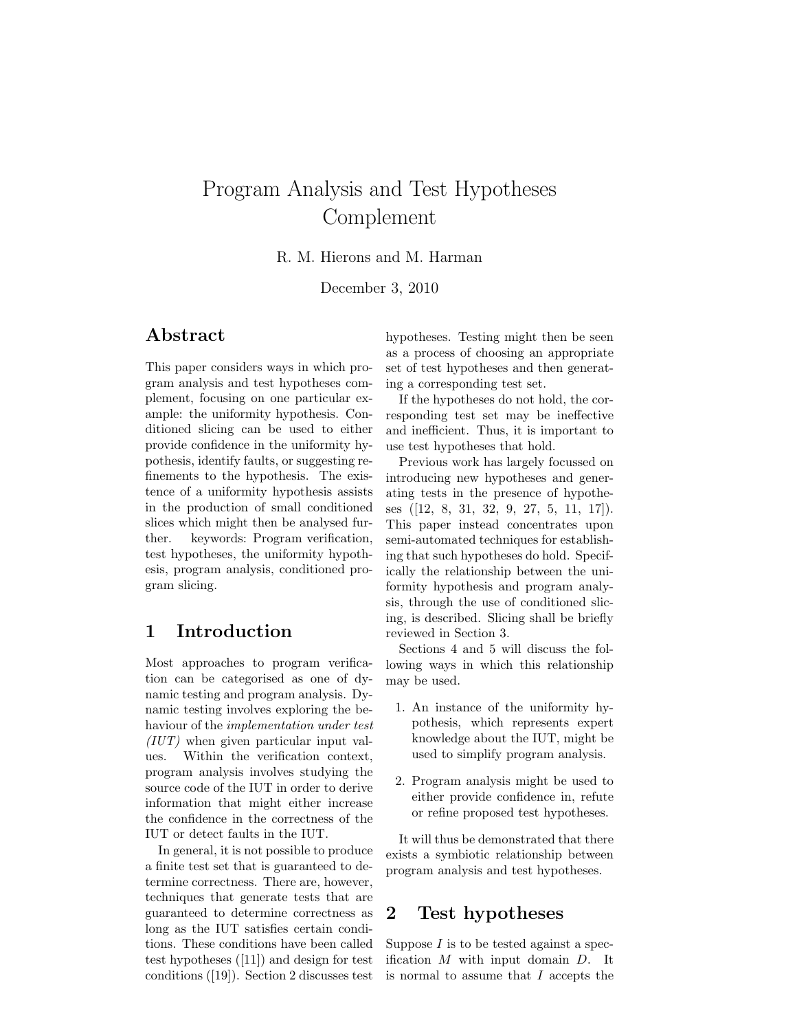# Program Analysis and Test Hypotheses Complement

R. M. Hierons and M. Harman

December 3, 2010

## Abstract

This paper considers ways in which program analysis and test hypotheses complement, focusing on one particular example: the uniformity hypothesis. Conditioned slicing can be used to either provide confidence in the uniformity hypothesis, identify faults, or suggesting refinements to the hypothesis. The existence of a uniformity hypothesis assists in the production of small conditioned slices which might then be analysed further. keywords: Program verification, test hypotheses, the uniformity hypothesis, program analysis, conditioned program slicing.

## 1 Introduction

Most approaches to program verification can be categorised as one of dynamic testing and program analysis. Dynamic testing involves exploring the behaviour of the *implementation under test (IUT)* when given particular input values. Within the verification context, program analysis involves studying the source code of the IUT in order to derive information that might either increase the confidence in the correctness of the IUT or detect faults in the IUT.

In general, it is not possible to produce a finite test set that is guaranteed to determine correctness. There are, however, techniques that generate tests that are guaranteed to determine correctness as long as the IUT satisfies certain conditions. These conditions have been called test hypotheses ([11]) and design for test conditions ([19]). Section 2 discusses test hypotheses. Testing might then be seen as a process of choosing an appropriate set of test hypotheses and then generating a corresponding test set.

If the hypotheses do not hold, the corresponding test set may be ineffective and inefficient. Thus, it is important to use test hypotheses that hold.

Previous work has largely focussed on introducing new hypotheses and generating tests in the presence of hypotheses ([12, 8, 31, 32, 9, 27, 5, 11, 17]). This paper instead concentrates upon semi-automated techniques for establishing that such hypotheses do hold. Specifically the relationship between the uniformity hypothesis and program analysis, through the use of conditioned slicing, is described. Slicing shall be briefly reviewed in Section 3.

Sections 4 and 5 will discuss the following ways in which this relationship may be used.

1. An instance of the uniformity hypothesis, which represents expert knowledge about the IUT, might be used to simplify program analysis.
2. Program analysis might be used to either provide confidence in, refute or refine proposed test hypotheses.

It will thus be demonstrated that there exists a symbiotic relationship between program analysis and test hypotheses.

## 2 Test hypotheses

Suppose $I$ is to be tested against a specification $M$ with input domain $D$. It is normal to assume that $I$ accepts the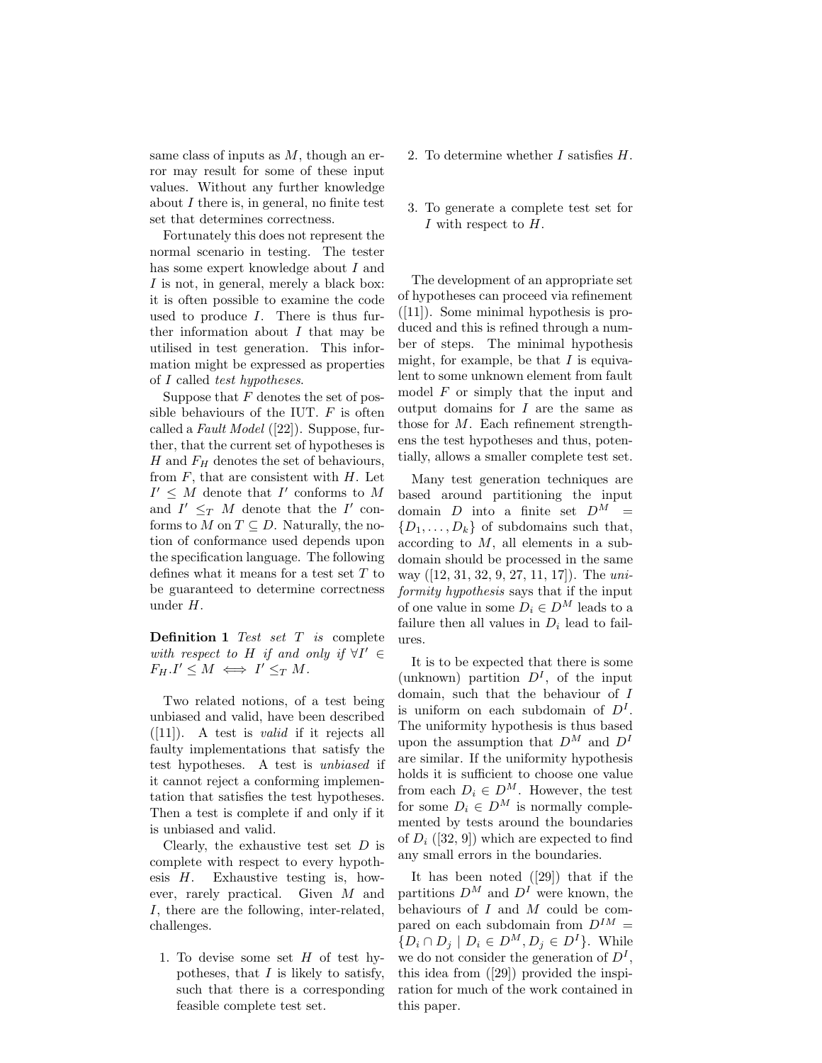same class of inputs as $M$, though an error may result for some of these input values. Without any further knowledge about $I$ there is, in general, no finite test set that determines correctness.

Fortunately this does not represent the normal scenario in testing. The tester has some expert knowledge about $I$ and $I$ is not, in general, merely a black box: it is often possible to examine the code used to produce $I$. There is thus further information about $I$ that may be utilised in test generation. This information might be expressed as properties of $I$ called *test hypotheses*.

Suppose that $F$ denotes the set of possible behaviours of the IUT. $F$ is often called a *Fault Model* ([22]). Suppose, further, that the current set of hypotheses is $H$ and $F_H$ denotes the set of behaviours, from $F$, that are consistent with $H$. Let $I' \leq M$ denote that $I'$ conforms to $M$ and $I' \leq_T M$ denote that the $I'$ conforms to $M$ on $T \subseteq D$. Naturally, the notion of conformance used depends upon the specification language. The following defines what it means for a test set $T$ to be guaranteed to determine correctness under $H$.

**Definition 1** *Test set $T$ is* complete *with respect to $H$ if and only if $\forall I' \in F_H . I' \leq M \iff I' \leq_T M$.*

Two related notions, of a test being unbiased and valid, have been described ([11]). A test is *valid* if it rejects all faulty implementations that satisfy the test hypotheses. A test is *unbiased* if it cannot reject a conforming implementation that satisfies the test hypotheses. Then a test is complete if and only if it is unbiased and valid.

Clearly, the exhaustive test set $D$ is complete with respect to every hypothesis $H$. Exhaustive testing is, however, rarely practical. Given $M$ and $I$, there are the following, inter-related, challenges.

1. To devise some set $H$ of test hypotheses, that $I$ is likely to satisfy, such that there is a corresponding feasible complete test set.
2. To determine whether $I$ satisfies $H$.
3. To generate a complete test set for $I$ with respect to $H$.

The development of an appropriate set of hypotheses can proceed via refinement ([11]). Some minimal hypothesis is produced and this is refined through a number of steps. The minimal hypothesis might, for example, be that $I$ is equivalent to some unknown element from fault model $F$ or simply that the input and output domains for $I$ are the same as those for $M$. Each refinement strengthens the test hypotheses and thus, potentially, allows a smaller complete test set.

Many test generation techniques are based around partitioning the input domain $D$ into a finite set $D^M = \{D_1, \ldots, D_k\}$ of subdomains such that, according to $M$, all elements in a subdomain should be processed in the same way ([12, 31, 32, 9, 27, 11, 17]). The *uniformity hypothesis* says that if the input of one value in some $D_i \in D^M$ leads to a failure then all values in $D_i$ lead to failures.

It is to be expected that there is some (unknown) partition $D^I$, of the input domain, such that the behaviour of $I$ is uniform on each subdomain of $D^I$. The uniformity hypothesis is thus based upon the assumption that $D^M$ and $D^I$ are similar. If the uniformity hypothesis holds it is sufficient to choose one value from each $D_i \in D^M$. However, the test for some $D_i \in D^M$ is normally complemented by tests around the boundaries of $D_i$ ([32, 9]) which are expected to find any small errors in the boundaries.

It has been noted ([29]) that if the partitions $D^M$ and $D^I$ were known, the behaviours of $I$ and $M$ could be compared on each subdomain from $D^{IM} = \{D_i \cap D_j \mid D_i \in D^M, D_j \in D^I\}$. While we do not consider the generation of $D^I$, this idea from ([29]) provided the inspiration for much of the work contained in this paper.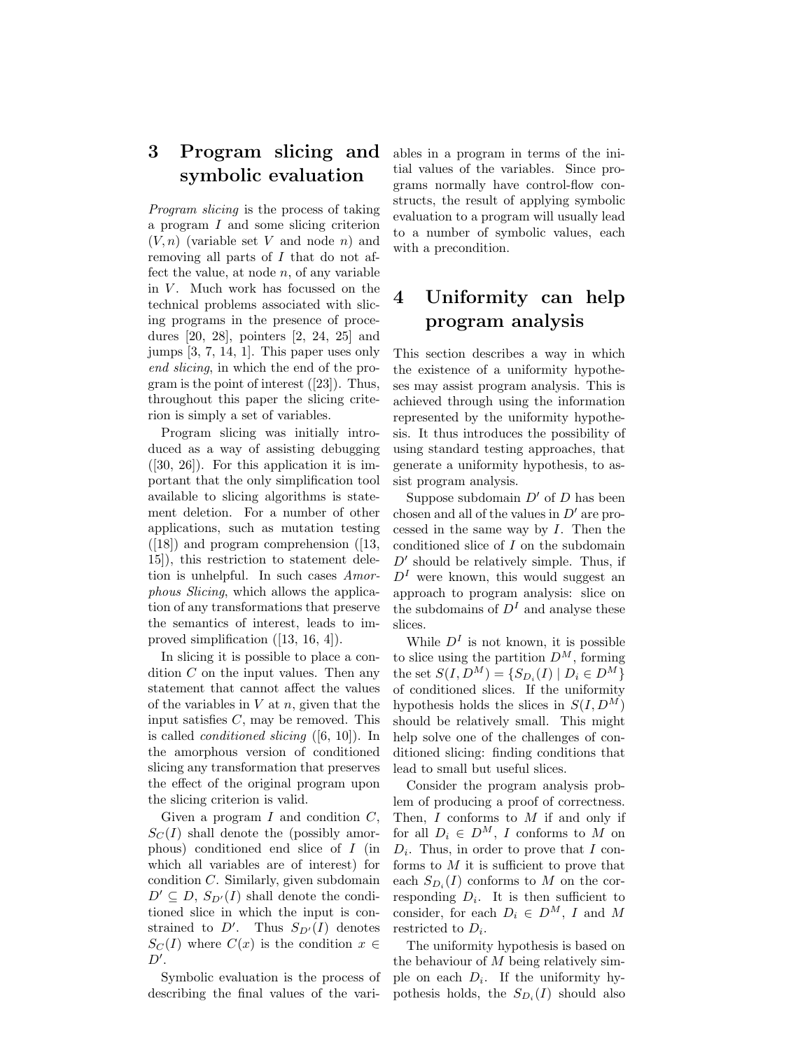## 3 Program slicing and symbolic evaluation

*Program slicing* is the process of taking a program $I$ and some slicing criterion $(V, n)$ (variable set $V$ and node $n$) and removing all parts of $I$ that do not affect the value, at node $n$, of any variable in $V$. Much work has focussed on the technical problems associated with slicing programs in the presence of procedures [20, 28], pointers [2, 24, 25] and jumps [3, 7, 14, 1]. This paper uses only *end slicing*, in which the end of the program is the point of interest ([23]). Thus, throughout this paper the slicing criterion is simply a set of variables.

Program slicing was initially introduced as a way of assisting debugging ([30, 26]). For this application it is important that the only simplification tool available to slicing algorithms is statement deletion. For a number of other applications, such as mutation testing ([18]) and program comprehension ([13, 15]), this restriction to statement deletion is unhelpful. In such cases *Amorphous Slicing*, which allows the application of any transformations that preserve the semantics of interest, leads to improved simplification ([13, 16, 4]).

In slicing it is possible to place a condition $C$ on the input values. Then any statement that cannot affect the values of the variables in $V$ at $n$, given that the input satisfies $C$, may be removed. This is called *conditioned slicing* ([6, 10]). In the amorphous version of conditioned slicing any transformation that preserves the effect of the original program upon the slicing criterion is valid.

Given a program $I$ and condition $C$, $S_C(I)$ shall denote the (possibly amorphous) conditioned end slice of $I$ (in which all variables are of interest) for condition $C$. Similarly, given subdomain $D' \subseteq D$, $S_{D'}(I)$ shall denote the conditioned slice in which the input is constrained to $D'$. Thus $S_{D'}(I)$ denotes $S_C(I)$ where $C(x)$ is the condition $x \in D'$.

Symbolic evaluation is the process of describing the final values of the variables in a program in terms of the initial values of the variables. Since programs normally have control-flow constructs, the result of applying symbolic evaluation to a program will usually lead to a number of symbolic values, each with a precondition.

## 4 Uniformity can help program analysis

This section describes a way in which the existence of a uniformity hypotheses may assist program analysis. This is achieved through using the information represented by the uniformity hypothesis. It thus introduces the possibility of using standard testing approaches, that generate a uniformity hypothesis, to assist program analysis.

Suppose subdomain $D'$ of $D$ has been chosen and all of the values in $D'$ are processed in the same way by $I$. Then the conditioned slice of $I$ on the subdomain $D'$ should be relatively simple. Thus, if $D^I$ were known, this would suggest an approach to program analysis: slice on the subdomains of $D^I$ and analyse these slices.

While $D^I$ is not known, it is possible to slice using the partition $D^M$, forming the set $S(I, D^M) = \{S_{D_i}(I) \mid D_i \in D^M\}$ of conditioned slices. If the uniformity hypothesis holds the slices in $S(I, D^M)$ should be relatively small. This might help solve one of the challenges of conditioned slicing: finding conditions that lead to small but useful slices.

Consider the program analysis problem of producing a proof of correctness. Then, $I$ conforms to $M$ if and only if for all $D_i \in D^M$, $I$ conforms to $M$ on $D_i$. Thus, in order to prove that $I$ conforms to $M$ it is sufficient to prove that each $S_{D_i}(I)$ conforms to $M$ on the corresponding $D_i$. It is then sufficient to consider, for each $D_i \in D^M$, $I$ and $M$ restricted to $D_i$.

The uniformity hypothesis is based on the behaviour of $M$ being relatively simple on each $D_i$. If the uniformity hypothesis holds, the $S_{D_i}(I)$ should also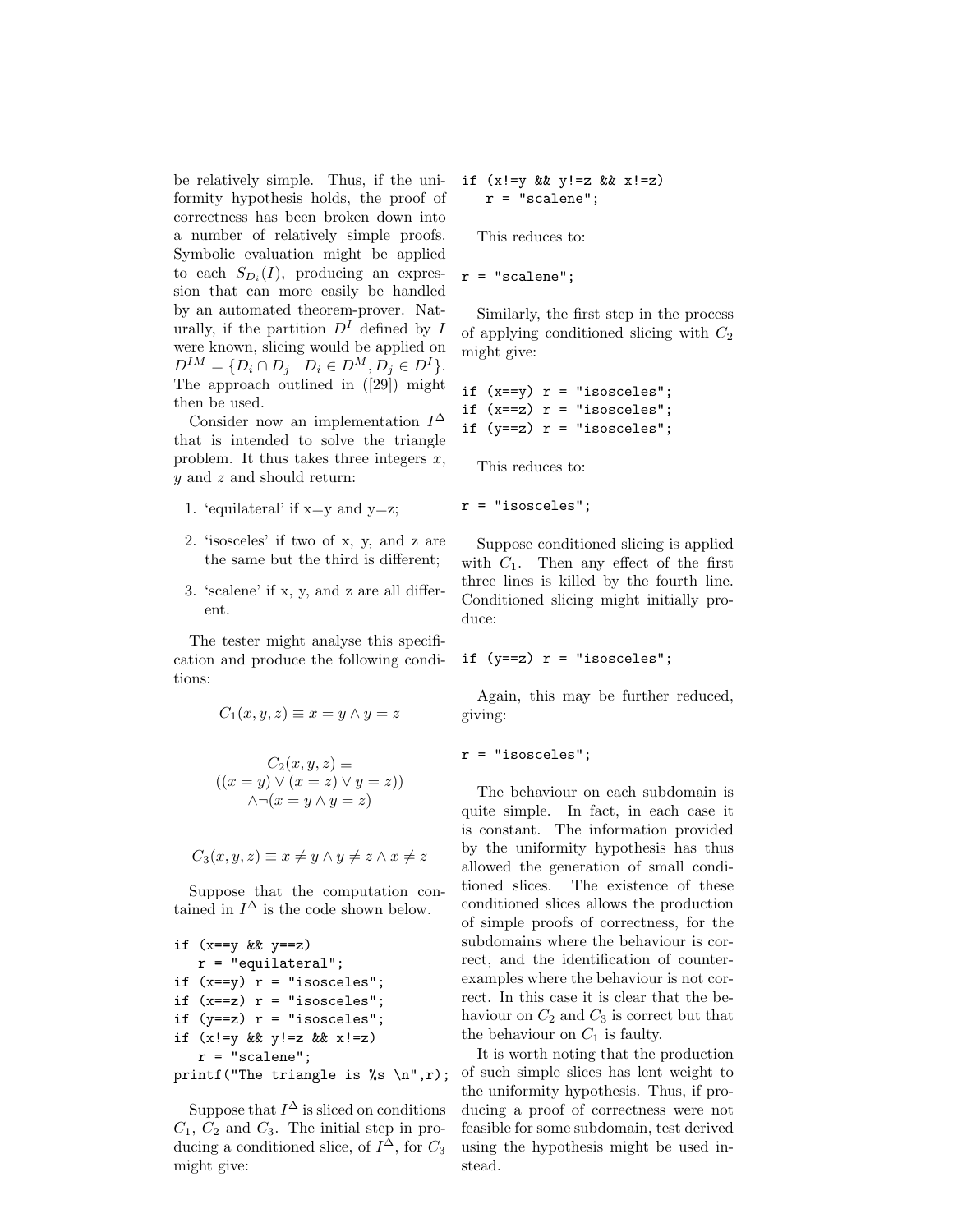be relatively simple. Thus, if the uniformity hypothesis holds, the proof of correctness has been broken down into a number of relatively simple proofs. Symbolic evaluation might be applied to each $S_{D_i}(I)$, producing an expression that can more easily be handled by an automated theorem-prover. Naturally, if the partition $D^I$ defined by $I$ were known, slicing would be applied on $D^{IM} = \{D_i \cap D_j \mid D_i \in D^M, D_j \in D^I\}$. The approach outlined in ([29]) might then be used.

Consider now an implementation $I^\Delta$ that is intended to solve the triangle problem. It thus takes three integers $x$, $y$ and $z$ and should return:

1. 'equilateral' if x=y and y=z;
2. 'isosceles' if two of x, y, and z are the same but the third is different;
3. 'scalene' if x, y, and z are all different.

The tester might analyse this specification and produce the following conditions:

$$C_1(x, y, z) \equiv x = y \wedge y = z$$

$$C_2(x, y, z) \equiv \\ ((x = y) \vee (x = z) \vee y = z)) \\ \wedge \neg(x = y \wedge y = z)$$

$$C_3(x, y, z) \equiv x \neq y \wedge y \neq z \wedge x \neq z$$

Suppose that the computation contained in $I^\Delta$ is the code shown below.

```
if (x==y && y==z)
   r = "equilateral";
if (x==y) r = "isosceles";
if (x==z) r = "isosceles";
if (y==z) r = "isosceles";
if (x!=y && y!=z && x!=z)
   r = "scalene";
printf("The triangle is %s \n",r);
```

Suppose that $I^\Delta$ is sliced on conditions $C_1$, $C_2$ and $C_3$. The initial step in producing a conditioned slice, of $I^\Delta$, for $C_3$ might give:

```
if (x!=y && y!=z && x!=z)
   r = "scalene";
```

This reduces to:

```
r = "scalene";
```

Similarly, the first step in the process of applying conditioned slicing with $C_2$ might give:

```
if (x==y) r = "isosceles";
if (x==z) r = "isosceles";
if (y==z) r = "isosceles";
```

This reduces to:

```
r = "isosceles";
```

Suppose conditioned slicing is applied with $C_1$. Then any effect of the first three lines is killed by the fourth line. Conditioned slicing might initially produce:

```
if (y==z) r = "isosceles";
```

Again, this may be further reduced, giving:

```
r = "isosceles";
```

The behaviour on each subdomain is quite simple. In fact, in each case it is constant. The information provided by the uniformity hypothesis has thus allowed the generation of small conditioned slices. The existence of these conditioned slices allows the production of simple proofs of correctness, for the subdomains where the behaviour is correct, and the identification of counterexamples where the behaviour is not correct. In this case it is clear that the behaviour on $C_2$ and $C_3$ is correct but that the behaviour on $C_1$ is faulty.

It is worth noting that the production of such simple slices has lent weight to the uniformity hypothesis. Thus, if producing a proof of correctness were not feasible for some subdomain, test derived using the hypothesis might be used instead.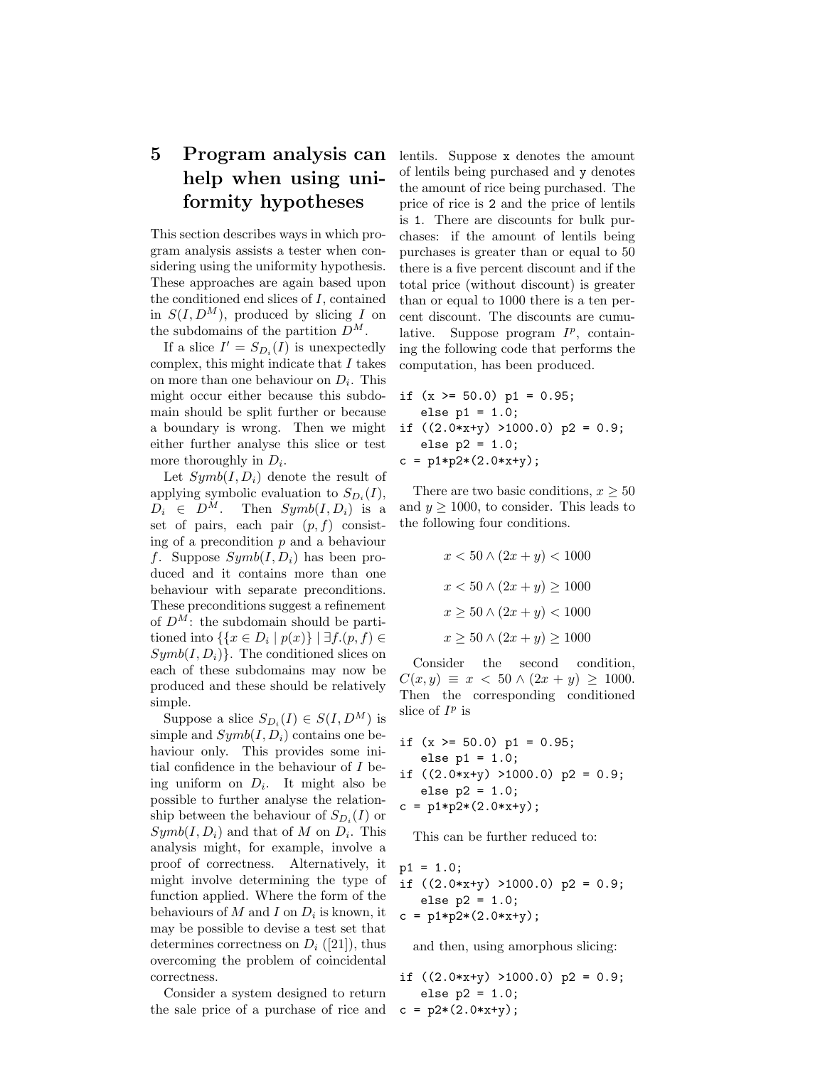# 5 Program analysis can help when using uniformity hypotheses

This section describes ways in which program analysis assists a tester when considering using the uniformity hypothesis. These approaches are again based upon the conditioned end slices of $I$, contained in $S(I, D^M)$, produced by slicing $I$ on the subdomains of the partition $D^M$.

If a slice $I' = S_{D_i}(I)$ is unexpectedly complex, this might indicate that $I$ takes on more than one behaviour on $D_i$. This might occur either because this subdomain should be split further or because a boundary is wrong. Then we might either further analyse this slice or test more thoroughly in $D_i$.

Let $Symb(I, D_i)$ denote the result of applying symbolic evaluation to $S_{D_i}(I)$, $D_i \in D^M$. Then $Symb(I, D_i)$ is a set of pairs, each pair $(p, f)$ consisting of a precondition $p$ and a behaviour $f$. Suppose $Symb(I, D_i)$ has been produced and it contains more than one behaviour with separate preconditions. These preconditions suggest a refinement of $D^M$: the subdomain should be partitioned into $\{\{x \in D_i \mid p(x)\} \mid \exists f.(p, f) \in Symb(I, D_i)\}$. The conditioned slices on each of these subdomains may now be produced and these should be relatively simple.

Suppose a slice $S_{D_i}(I) \in S(I, D^M)$ is simple and $Symb(I, D_i)$ contains one behaviour only. This provides some initial confidence in the behaviour of $I$ being uniform on $D_i$. It might also be possible to further analyse the relationship between the behaviour of $S_{D_i}(I)$ or $Symb(I, D_i)$ and that of $M$ on $D_i$. This analysis might, for example, involve a proof of correctness. Alternatively, it might involve determining the type of function applied. Where the form of the behaviours of $M$ and $I$ on $D_i$ is known, it may be possible to devise a test set that determines correctness on $D_i$ ([21]), thus overcoming the problem of coincidental correctness.

Consider a system designed to return the sale price of a purchase of rice and lentils. Suppose `x` denotes the amount of lentils being purchased and `y` denotes the amount of rice being purchased. The price of rice is `2` and the price of lentils is `1`. There are discounts for bulk purchases: if the amount of lentils being purchases is greater than or equal to 50 there is a five percent discount and if the total price (without discount) is greater than or equal to 1000 there is a ten percent discount. The discounts are cumulative. Suppose program $I^p$, containing the following code that performs the computation, has been produced.

```
if (x >= 50.0) p1 = 0.95;
   else p1 = 1.0;
if ((2.0*x+y) >1000.0) p2 = 0.9;
   else p2 = 1.0;
c = p1*p2*(2.0*x+y);
```

There are two basic conditions, $x \geq 50$ and $y \geq 1000$, to consider. This leads to the following four conditions.

$$x < 50 \wedge (2x + y) < 1000$$

$$x < 50 \wedge (2x + y) \geq 1000$$

$$x \geq 50 \wedge (2x + y) < 1000$$

$$x \geq 50 \wedge (2x + y) \geq 1000$$

Consider the second condition, $C(x, y) \equiv x < 50 \wedge (2x + y) \geq 1000$. Then the corresponding conditioned slice of $I^p$ is

```
if (x >= 50.0) p1 = 0.95;
   else p1 = 1.0;
if ((2.0*x+y) >1000.0) p2 = 0.9;
   else p2 = 1.0;
c = p1*p2*(2.0*x+y);
```

This can be further reduced to:

```
p1 = 1.0;
if ((2.0*x+y) >1000.0) p2 = 0.9;
   else p2 = 1.0;
c = p1*p2*(2.0*x+y);
```

and then, using amorphous slicing:

```
if ((2.0*x+y) >1000.0) p2 = 0.9;
   else p2 = 1.0;
c = p2*(2.0*x+y);
```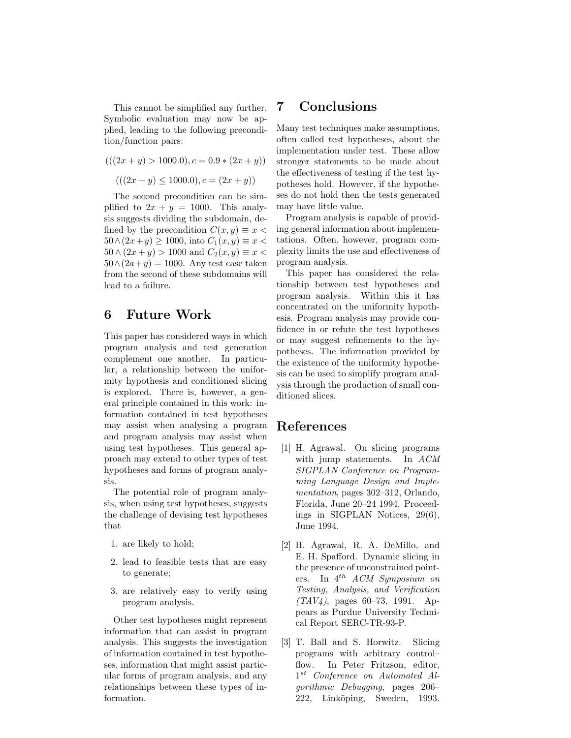This cannot be simplified any further. Symbolic evaluation may now be applied, leading to the following precondition/function pairs:

$$(((2x + y) > 1000.0), c = 0.9 * (2x + y))$$

$$(((2x + y) \leq 1000.0), c = (2x + y))$$

The second precondition can be simplified to $2x + y = 1000$. This analysis suggests dividing the subdomain, defined by the precondition $C(x, y) \equiv x < 50 \wedge (2x+y) \geq 1000$, into $C_1(x, y) \equiv x < 50 \wedge (2x + y) > 1000$ and $C_2(x, y) \equiv x < 50 \wedge (2a+y) = 1000$. Any test case taken from the second of these subdomains will lead to a failure.

## 6 Future Work

This paper has considered ways in which program analysis and test generation complement one another. In particular, a relationship between the uniformity hypothesis and conditioned slicing is explored. There is, however, a general principle contained in this work: information contained in test hypotheses may assist when analysing a program and program analysis may assist when using test hypotheses. This general approach may extend to other types of test hypotheses and forms of program analysis.

The potential role of program analysis, when using test hypotheses, suggests the challenge of devising test hypotheses that

1. are likely to hold;
2. lead to feasible tests that are easy to generate;
3. are relatively easy to verify using program analysis.

Other test hypotheses might represent information that can assist in program analysis. This suggests the investigation of information contained in test hypotheses, information that might assist particular forms of program analysis, and any relationships between these types of information.

## 7 Conclusions

Many test techniques make assumptions, often called test hypotheses, about the implementation under test. These allow stronger statements to be made about the effectiveness of testing if the test hypotheses hold. However, if the hypotheses do not hold then the tests generated may have little value.

Program analysis is capable of providing general information about implementations. Often, however, program complexity limits the use and effectiveness of program analysis.

This paper has considered the relationship between test hypotheses and program analysis. Within this it has concentrated on the uniformity hypothesis. Program analysis may provide confidence in or refute the test hypotheses or may suggest refinements to the hypotheses. The information provided by the existence of the uniformity hypothesis can be used to simplify program analysis through the production of small conditioned slices.

## References

[1] H. Agrawal. On slicing programs with jump statements. In *ACM SIGPLAN Conference on Programming Language Design and Implementation*, pages 302–312, Orlando, Florida, June 20–24 1994. Proceedings in SIGPLAN Notices, 29(6), June 1994.

[2] H. Agrawal, R. A. DeMillo, and E. H. Spafford. Dynamic slicing in the presence of unconstrained pointers. In *4th ACM Symposium on Testing, Analysis, and Verification (TAV4)*, pages 60–73, 1991. Appears as Purdue University Technical Report SERC-TR-93-P.

[3] T. Ball and S. Horwitz. Slicing programs with arbitrary control–flow. In Peter Fritzson, editor, *1st Conference on Automated Algorithmic Debugging*, pages 206–222, Linköping, Sweden, 1993.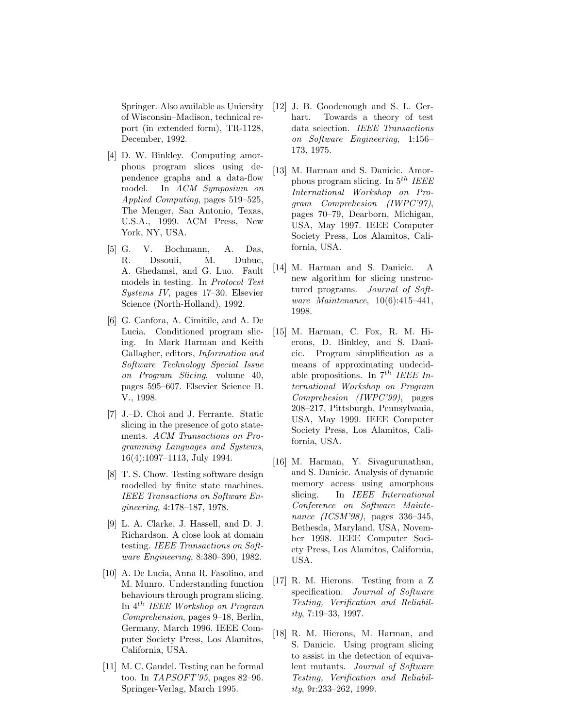Springer. Also available as Uniersity of Wisconsin–Madison, technical report (in extended form), TR-1128, December, 1992.

[4] D. W. Binkley. Computing amorphous program slices using dependence graphs and a data-flow model. In *ACM Symposium on Applied Computing*, pages 519–525, The Menger, San Antonio, Texas, U.S.A., 1999. ACM Press, New York, NY, USA.

[5] G. V. Bochmann, A. Das, R. Dssouli, M. Dubuc, A. Ghedamsi, and G. Luo. Fault models in testing. In *Protocol Test Systems IV*, pages 17–30. Elsevier Science (North-Holland), 1992.

[6] G. Canfora, A. Cimitile, and A. De Lucia. Conditioned program slicing. In Mark Harman and Keith Gallagher, editors, *Information and Software Technology Special Issue on Program Slicing*, volume 40, pages 595–607. Elsevier Science B. V., 1998.

[7] J.–D. Choi and J. Ferrante. Static slicing in the presence of goto statements. *ACM Transactions on Programming Languages and Systems*, 16(4):1097–1113, July 1994.

[8] T. S. Chow. Testing software design modelled by finite state machines. *IEEE Transactions on Software Engineering*, 4:178–187, 1978.

[9] L. A. Clarke, J. Hassell, and D. J. Richardson. A close look at domain testing. *IEEE Transactions on Software Engineering*, 8:380–390, 1982.

[10] A. De Lucia, Anna R. Fasolino, and M. Munro. Understanding function behaviours through program slicing. In $4^{th}$ *IEEE Workshop on Program Comprehension*, pages 9–18, Berlin, Germany, March 1996. IEEE Computer Society Press, Los Alamitos, California, USA.

[11] M. C. Gaudel. Testing can be formal too. In *TAPSOFT'95*, pages 82–96. Springer-Verlag, March 1995.

[12] J. B. Goodenough and S. L. Gerhart. Towards a theory of test data selection. *IEEE Transactions on Software Engineering*, 1:156–173, 1975.

[13] M. Harman and S. Danicic. Amorphous program slicing. In $5^{th}$ *IEEE International Workshop on Program Comprehesion (IWPC'97)*, pages 70–79, Dearborn, Michigan, USA, May 1997. IEEE Computer Society Press, Los Alamitos, California, USA.

[14] M. Harman and S. Danicic. A new algorithm for slicing unstructured programs. *Journal of Software Maintenance*, 10(6):415–441, 1998.

[15] M. Harman, C. Fox, R. M. Hierons, D. Binkley, and S. Danicic. Program simplification as a means of approximating undecidable propositions. In $7^{th}$ *IEEE International Workshop on Program Comprehesion (IWPC'99)*, pages 208–217, Pittsburgh, Pennsylvania, USA, May 1999. IEEE Computer Society Press, Los Alamitos, California, USA.

[16] M. Harman, Y. Sivagurunathan, and S. Danicic. Analysis of dynamic memory access using amorphous slicing. In *IEEE International Conference on Software Maintenance (ICSM'98)*, pages 336–345, Bethesda, Maryland, USA, November 1998. IEEE Computer Society Press, Los Alamitos, California, USA.

[17] R. M. Hierons. Testing from a Z specification. *Journal of Software Testing, Verification and Reliability*, 7:19–33, 1997.

[18] R. M. Hierons, M. Harman, and S. Danicic. Using program slicing to assist in the detection of equivalent mutants. *Journal of Software Testing, Verification and Reliability*, 9r:233–262, 1999.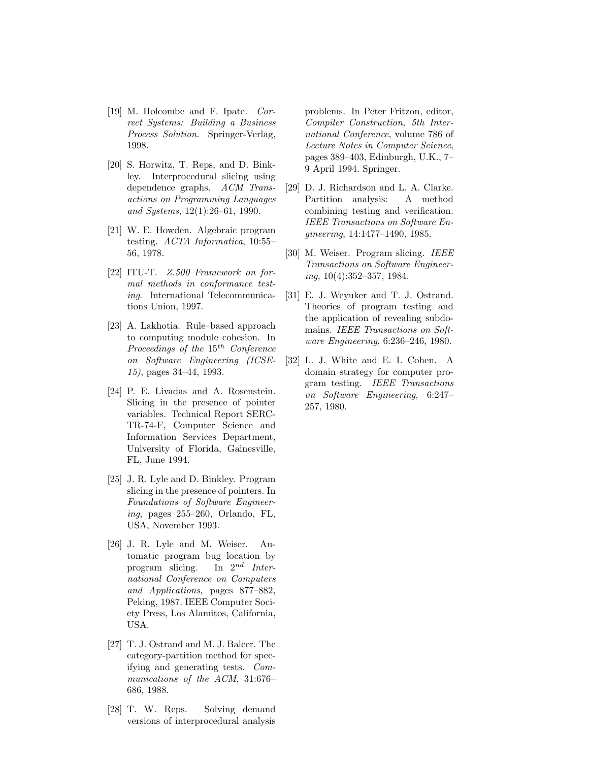[19] M. Holcombe and F. Ipate. *Correct Systems: Building a Business Process Solution*. Springer-Verlag, 1998.

[20] S. Horwitz, T. Reps, and D. Binkley. Interprocedural slicing using dependence graphs. *ACM Transactions on Programming Languages and Systems*, 12(1):26–61, 1990.

[21] W. E. Howden. Algebraic program testing. *ACTA Informatica*, 10:55–56, 1978.

[22] ITU-T. *Z.500 Framework on formal methods in conformance testing*. International Telecommunications Union, 1997.

[23] A. Lakhotia. Rule–based approach to computing module cohesion. In *Proceedings of the* $15^{th}$ *Conference on Software Engineering (ICSE-15)*, pages 34–44, 1993.

[24] P. E. Livadas and A. Rosenstein. Slicing in the presence of pointer variables. Technical Report SERC-TR-74-F, Computer Science and Information Services Department, University of Florida, Gainesville, FL, June 1994.

[25] J. R. Lyle and D. Binkley. Program slicing in the presence of pointers. In *Foundations of Software Engineering*, pages 255–260, Orlando, FL, USA, November 1993.

[26] J. R. Lyle and M. Weiser. Automatic program bug location by program slicing. In $2^{nd}$ *International Conference on Computers and Applications*, pages 877–882, Peking, 1987. IEEE Computer Society Press, Los Alamitos, California, USA.

[27] T. J. Ostrand and M. J. Balcer. The category-partition method for specifying and generating tests. *Communications of the ACM*, 31:676–686, 1988.

[28] T. W. Reps. Solving demand versions of interprocedural analysis problems. In Peter Fritzon, editor, *Compiler Construction, 5th International Conference*, volume 786 of *Lecture Notes in Computer Science*, pages 389–403, Edinburgh, U.K., 7–9 April 1994. Springer.

[29] D. J. Richardson and L. A. Clarke. Partition analysis: A method combining testing and verification. *IEEE Transactions on Software Engineering*, 14:1477–1490, 1985.

[30] M. Weiser. Program slicing. *IEEE Transactions on Software Engineering*, 10(4):352–357, 1984.

[31] E. J. Weyuker and T. J. Ostrand. Theories of program testing and the application of revealing subdomains. *IEEE Transactions on Software Engineering*, 6:236–246, 1980.

[32] L. J. White and E. I. Cohen. A domain strategy for computer program testing. *IEEE Transactions on Software Engineering*, 6:247–257, 1980.